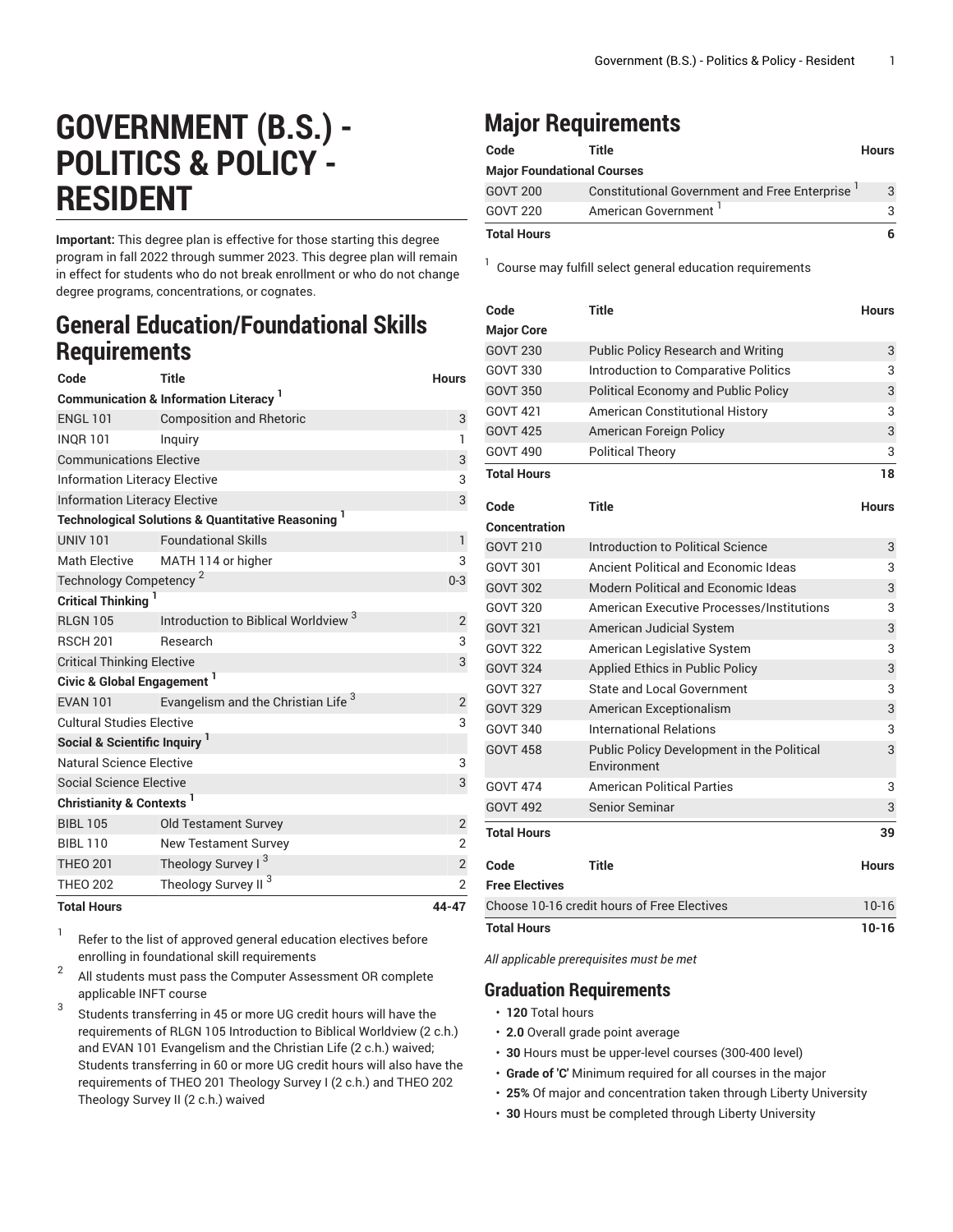# GOVERNMENT (B.S.) - POLITICS & POLICY - RESIDENT

**Important:** This degree plan is effective for those starting this degree program in fall 2022 through summer 2023. This degree plan will remain in effect for students who do not break enrollment or who do not change degree programs, concentrations, or cognates.

## General Education/Foundational Skills Requirements

| Code | Title | Hours |
|---|---|---|
| **Communication & Information Literacy [1]** | | |
| ENGL 101 | Composition and Rhetoric | 3 |
| INQR 101 | Inquiry | 1 |
| Communications Elective | | 3 |
| Information Literacy Elective | | 3 |
| Information Literacy Elective | | 3 |
| **Technological Solutions & Quantitative Reasoning [1]** | | |
| UNIV 101 | Foundational Skills | 1 |
| Math Elective | MATH 114 or higher | 3 |
| Technology Competency [2] | | 0-3 |
| **Critical Thinking [1]** | | |
| RLGN 105 | Introduction to Biblical Worldview [3] | 2 |
| RSCH 201 | Research | 3 |
| Critical Thinking Elective | | 3 |
| **Civic & Global Engagement [1]** | | |
| EVAN 101 | Evangelism and the Christian Life [3] | 2 |
| Cultural Studies Elective | | 3 |
| **Social & Scientific Inquiry [1]** | | |
| Natural Science Elective | | 3 |
| Social Science Elective | | 3 |
| **Christianity & Contexts [1]** | | |
| BIBL 105 | Old Testament Survey | 2 |
| BIBL 110 | New Testament Survey | 2 |
| THEO 201 | Theology Survey I [3] | 2 |
| THEO 202 | Theology Survey II [3] | 2 |
| **Total Hours** | | **44-47** |

1. Refer to the list of approved general education electives before enrolling in foundational skill requirements
2. All students must pass the Computer Assessment OR complete applicable INFT course
3. Students transferring in 45 or more UG credit hours will have the requirements of RLGN 105 Introduction to Biblical Worldview (2 c.h.) and EVAN 101 Evangelism and the Christian Life (2 c.h.) waived; Students transferring in 60 or more UG credit hours will also have the requirements of THEO 201 Theology Survey I (2 c.h.) and THEO 202 Theology Survey II (2 c.h.) waived

## Major Requirements

| Code | Title | Hours |
|---|---|---|
| **Major Foundational Courses** | | |
| GOVT 200 | Constitutional Government and Free Enterprise [1] | 3 |
| GOVT 220 | American Government [1] | 3 |
| **Total Hours** | | **6** |

1. Course may fulfill select general education requirements

| Code | Title | Hours |
|---|---|---|
| **Major Core** | | |
| GOVT 230 | Public Policy Research and Writing | 3 |
| GOVT 330 | Introduction to Comparative Politics | 3 |
| GOVT 350 | Political Economy and Public Policy | 3 |
| GOVT 421 | American Constitutional History | 3 |
| GOVT 425 | American Foreign Policy | 3 |
| GOVT 490 | Political Theory | 3 |
| **Total Hours** | | **18** |

| Code | Title | Hours |
|---|---|---|
| **Concentration** | | |
| GOVT 210 | Introduction to Political Science | 3 |
| GOVT 301 | Ancient Political and Economic Ideas | 3 |
| GOVT 302 | Modern Political and Economic Ideas | 3 |
| GOVT 320 | American Executive Processes/Institutions | 3 |
| GOVT 321 | American Judicial System | 3 |
| GOVT 322 | American Legislative System | 3 |
| GOVT 324 | Applied Ethics in Public Policy | 3 |
| GOVT 327 | State and Local Government | 3 |
| GOVT 329 | American Exceptionalism | 3 |
| GOVT 340 | International Relations | 3 |
| GOVT 458 | Public Policy Development in the Political Environment | 3 |
| GOVT 474 | American Political Parties | 3 |
| GOVT 492 | Senior Seminar | 3 |
| **Total Hours** | | **39** |

| Code | Title | Hours |
|---|---|---|
| **Free Electives** | | |
| Choose 10-16 credit hours of Free Electives | | 10-16 |
| **Total Hours** | | **10-16** |

*All applicable prerequisites must be met*

## Graduation Requirements

- **120** Total hours
- **2.0** Overall grade point average
- **30** Hours must be upper-level courses (300-400 level)
- **Grade of 'C'** Minimum required for all courses in the major
- **25%** Of major and concentration taken through Liberty University
- **30** Hours must be completed through Liberty University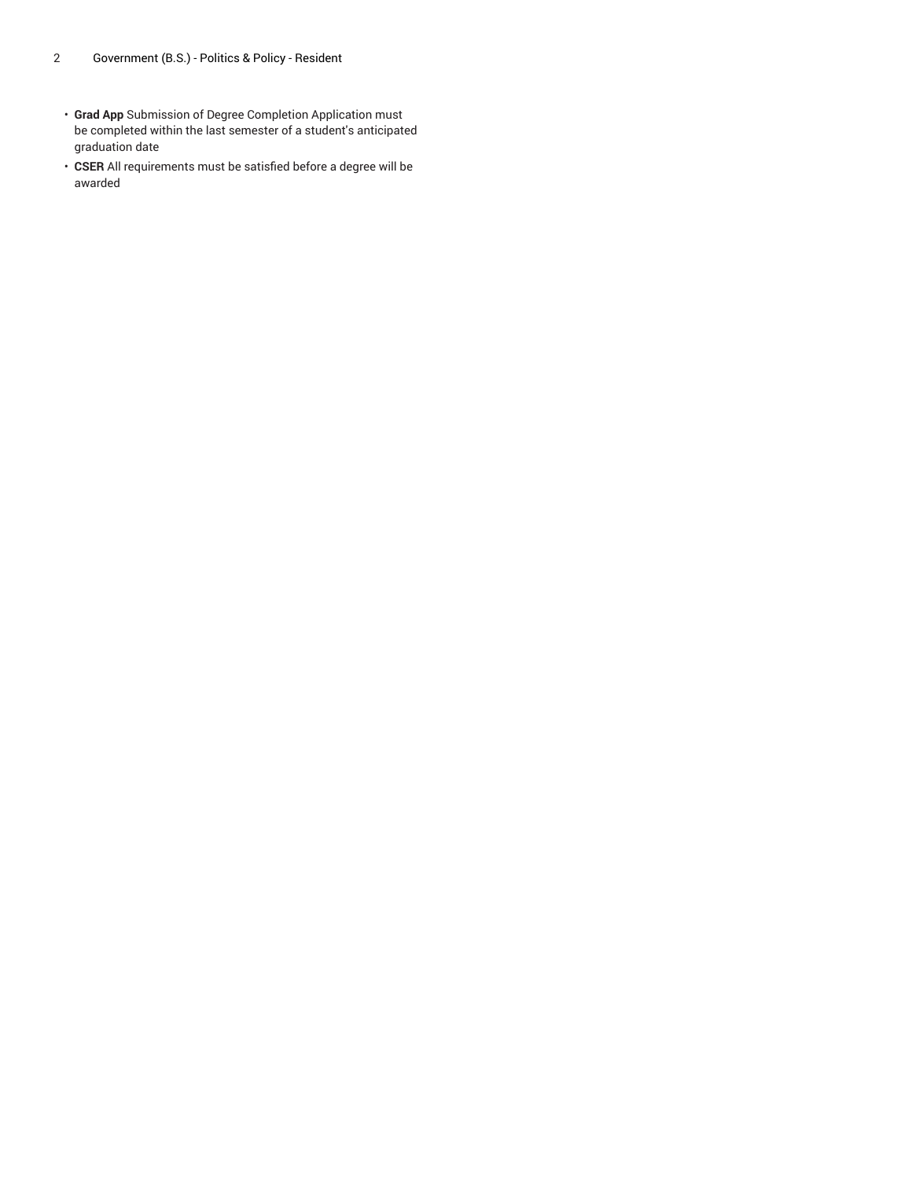- **Grad App** Submission of Degree Completion Application must be completed within the last semester of a student's anticipated graduation date
- **CSER** All requirements must be satisfied before a degree will be awarded